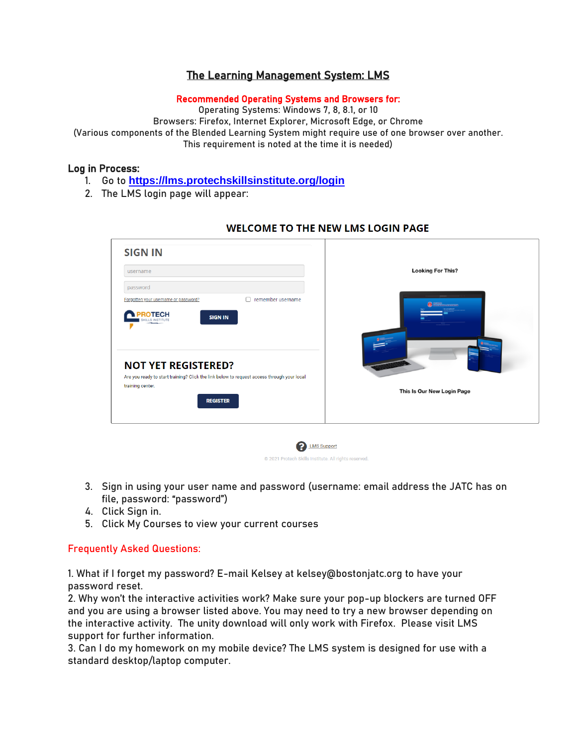# The Learning Management System: LMS

**Recommended Operating Systems and Browsers for:**
Operating Systems: Windows 7, 8, 8.1, or 10
Browsers: Firefox, Internet Explorer, Microsoft Edge, or Chrome
(Various components of the Blended Learning System might require use of one browser over another. This requirement is noted at the time it is needed)

## Log in Process:

1. Go to https://lms.protechskillsinstitute.org/login
2. The LMS login page will appear:

**WELCOME TO THE NEW LMS LOGIN PAGE**

SIGN IN

username

password

Forgotten your username or password?

remember username

PROTECH SKILLS INSTITUTE

SIGN IN

NOT YET REGISTERED?

Are you ready to start training? Click the link below to request access through your local training center.

REGISTER

Looking For This?

This Is Our New Login Page

LMS Support

© 2021 Protech Skills Institute. All rights reserved.

3. Sign in using your user name and password (username: email address the JATC has on file, password: "password")
4. Click Sign in.
5. Click My Courses to view your current courses

## Frequently Asked Questions:

1. What if I forget my password? E-mail Kelsey at kelsey@bostonjatc.org to have your password reset.
2. Why won't the interactive activities work? Make sure your pop-up blockers are turned OFF and you are using a browser listed above. You may need to try a new browser depending on the interactive activity. The unity download will only work with Firefox. Please visit LMS support for further information.
3. Can I do my homework on my mobile device? The LMS system is designed for use with a standard desktop/laptop computer.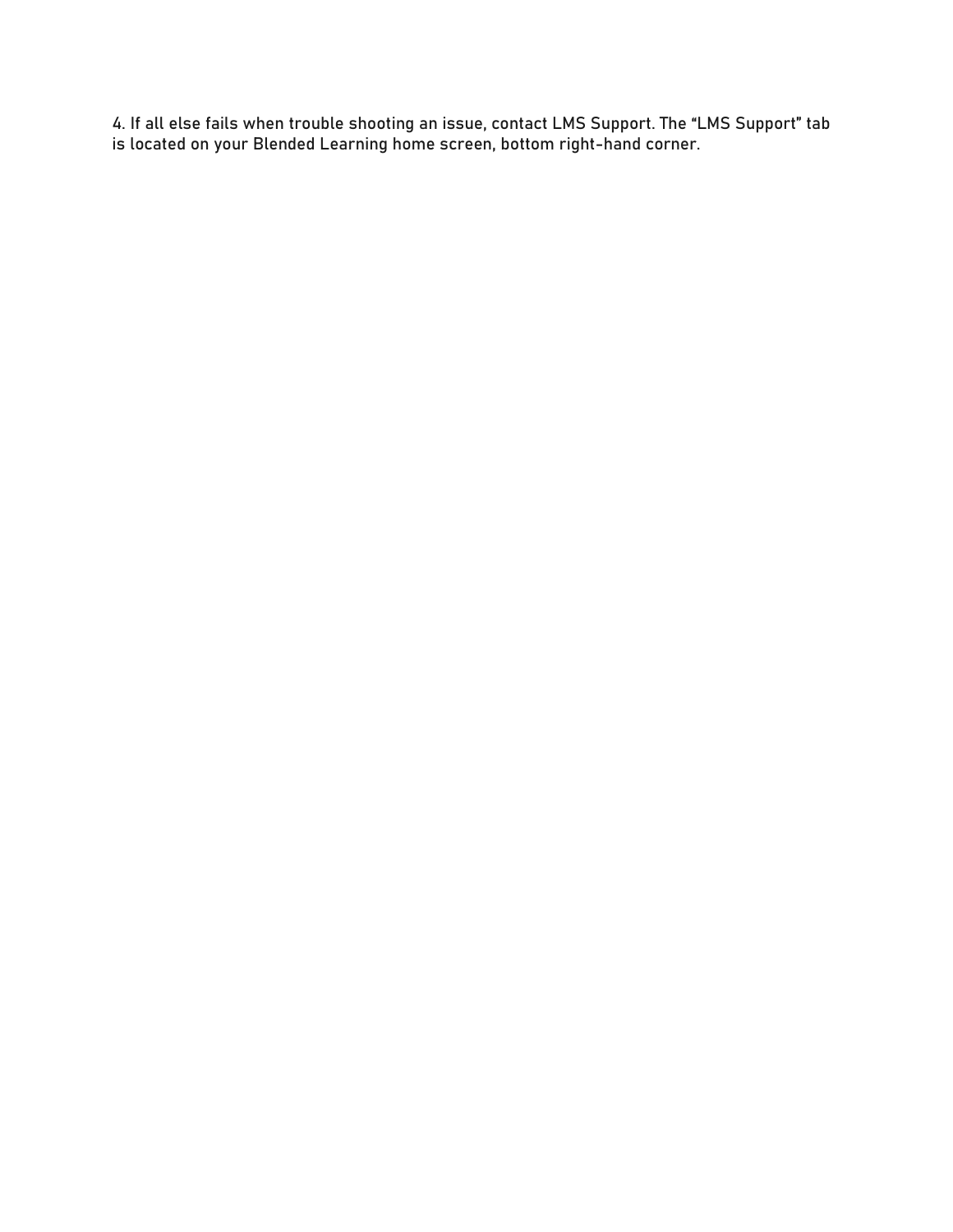4. If all else fails when trouble shooting an issue, contact LMS Support. The “LMS Support” tab is located on your Blended Learning home screen, bottom right-hand corner.